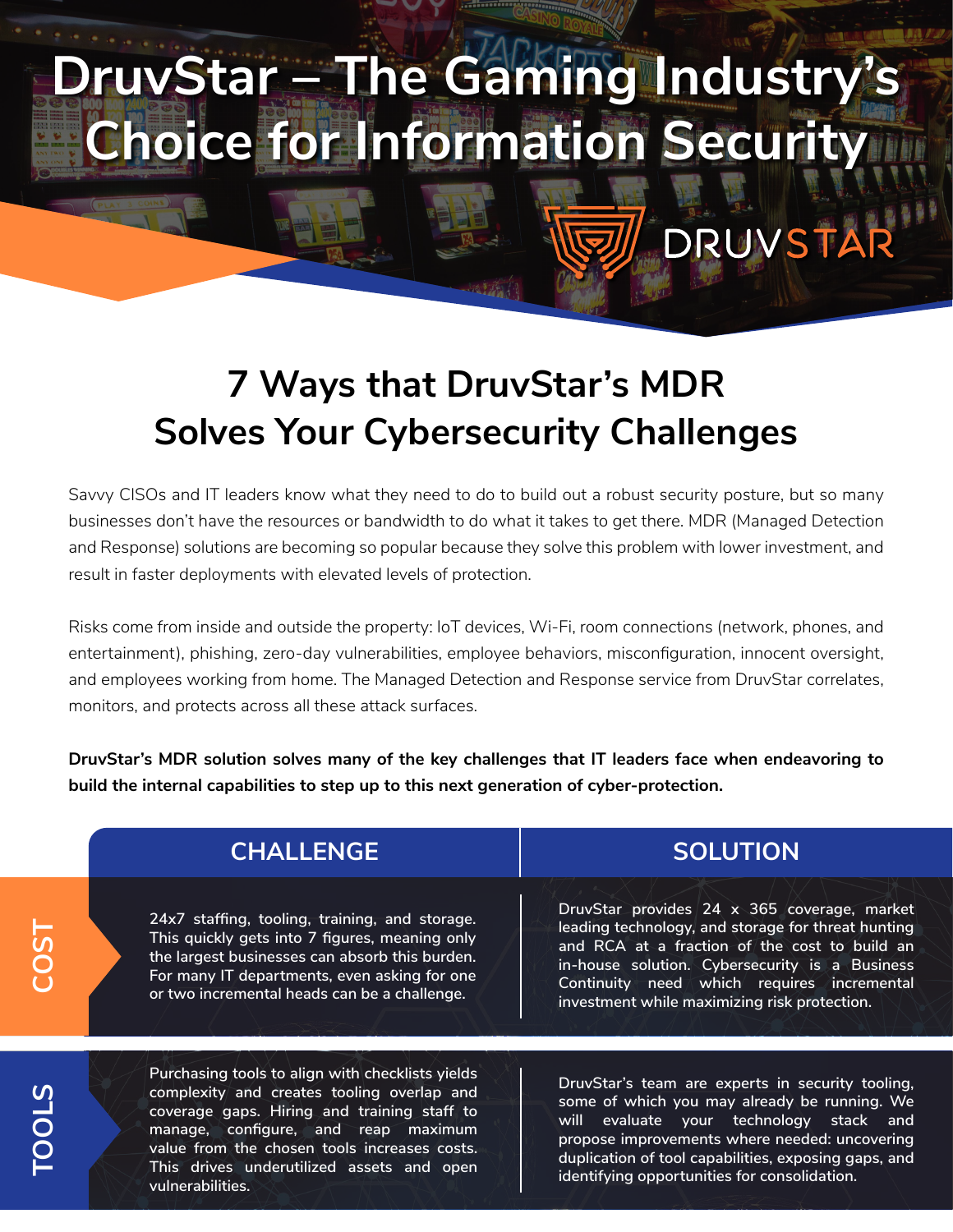# DruvStar – The Gaming Industry's Choice for Information Security

DRUVSTAR

## 7 Ways that DruvStar's MDR Solves Your Cybersecurity Challenges

Savvy CISOs and IT leaders know what they need to do to build out a robust security posture, but so many businesses don't have the resources or bandwidth to do what it takes to get there. MDR (Managed Detection and Response) solutions are becoming so popular because they solve this problem with lower investment, and result in faster deployments with elevated levels of protection.

Risks come from inside and outside the property: IoT devices, Wi-Fi, room connections (network, phones, and entertainment), phishing, zero-day vulnerabilities, employee behaviors, misconfiguration, innocent oversight, and employees working from home. The Managed Detection and Response service from DruvStar correlates, monitors, and protects across all these attack surfaces.

**DruvStar's MDR solution solves many of the key challenges that IT leaders face when endeavoring to build the internal capabilities to step up to this next generation of cyber-protection.**

| | CHALLENGE | SOLUTION |
|---|---|---|
| COST | 24x7 staffing, tooling, training, and storage. This quickly gets into 7 figures, meaning only the largest businesses can absorb this burden. For many IT departments, even asking for one or two incremental heads can be a challenge. | DruvStar provides 24 x 365 coverage, market leading technology, and storage for threat hunting and RCA at a fraction of the cost to build an in-house solution. Cybersecurity is a Business Continuity need which requires incremental investment while maximizing risk protection. |
| TOOLS | Purchasing tools to align with checklists yields complexity and creates tooling overlap and coverage gaps. Hiring and training staff to manage, configure, and reap maximum value from the chosen tools increases costs. This drives underutilized assets and open vulnerabilities. | DruvStar's team are experts in security tooling, some of which you may already be running. We will evaluate your technology stack and propose improvements where needed: uncovering duplication of tool capabilities, exposing gaps, and identifying opportunities for consolidation. |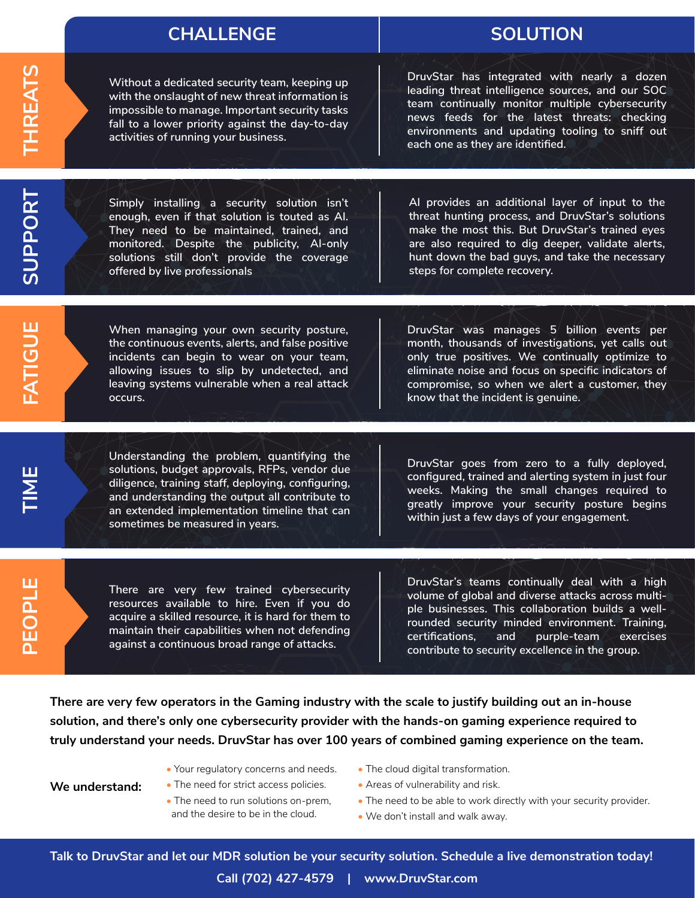| | CHALLENGE | SOLUTION |
| --- | --- | --- |
| **THREATS** | Without a dedicated security team, keeping up with the onslaught of new threat information is impossible to manage. Important security tasks fall to a lower priority against the day-to-day activities of running your business. | DruvStar has integrated with nearly a dozen leading threat intelligence sources, and our SOC team continually monitor multiple cybersecurity news feeds for the latest threats: checking environments and updating tooling to sniff out each one as they are identified. |
| **SUPPORT** | Simply installing a security solution isn't enough, even if that solution is touted as AI. They need to be maintained, trained, and monitored. Despite the publicity, AI-only solutions still don't provide the coverage offered by live professionals | AI provides an additional layer of input to the threat hunting process, and DruvStar's solutions make the most this. But DruvStar's trained eyes are also required to dig deeper, validate alerts, hunt down the bad guys, and take the necessary steps for complete recovery. |
| **FATIGUE** | When managing your own security posture, the continuous events, alerts, and false positive incidents can begin to wear on your team, allowing issues to slip by undetected, and leaving systems vulnerable when a real attack occurs. | DruvStar was manages 5 billion events per month, thousands of investigations, yet calls out only true positives. We continually optimize to eliminate noise and focus on specific indicators of compromise, so when we alert a customer, they know that the incident is genuine. |
| **TIME** | Understanding the problem, quantifying the solutions, budget approvals, RFPs, vendor due diligence, training staff, deploying, configuring, and understanding the output all contribute to an extended implementation timeline that can sometimes be measured in years. | DruvStar goes from zero to a fully deployed, configured, trained and alerting system in just four weeks. Making the small changes required to greatly improve your security posture begins within just a few days of your engagement. |
| **PEOPLE** | There are very few trained cybersecurity resources available to hire. Even if you do acquire a skilled resource, it is hard for them to maintain their capabilities when not defending against a continuous broad range of attacks. | DruvStar's teams continually deal with a high volume of global and diverse attacks across multiple businesses. This collaboration builds a well-rounded security minded environment. Training, certifications, and purple-team exercises contribute to security excellence in the group. |

**There are very few operators in the Gaming industry with the scale to justify building out an in-house solution, and there's only one cybersecurity provider with the hands-on gaming experience required to truly understand your needs. DruvStar has over 100 years of combined gaming experience on the team.**

**We understand:**

- Your regulatory concerns and needs.
- The need for strict access policies.
- The need to run solutions on-prem, and the desire to be in the cloud.
- The cloud digital transformation.
- Areas of vulnerability and risk.
- The need to be able to work directly with your security provider.
- We don't install and walk away.

**Talk to DruvStar and let our MDR solution be your security solution. Schedule a live demonstration today!**

**Call (702) 427-4579 | www.DruvStar.com**